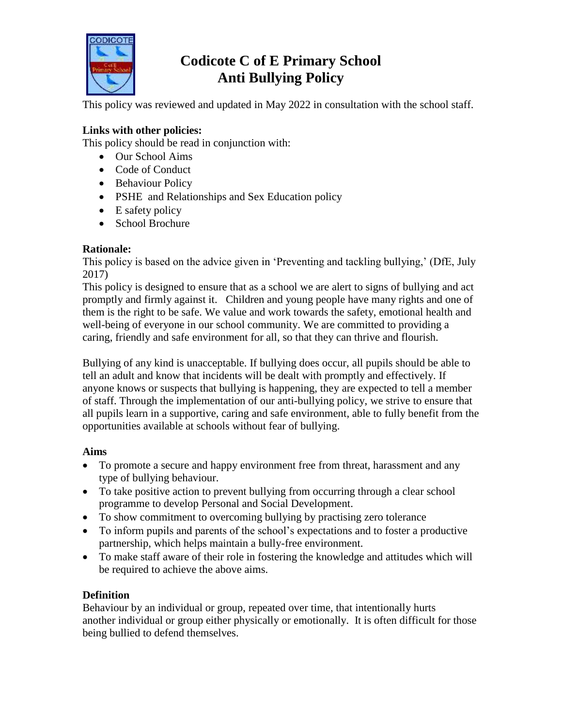# Codicote C of E Primary School
# Anti Bullying Policy

This policy was reviewed and updated in May 2022 in consultation with the school staff.

**Links with other policies:**

This policy should be read in conjunction with:

- Our School Aims
- Code of Conduct
- Behaviour Policy
- PSHE and Relationships and Sex Education policy
- E safety policy
- School Brochure

**Rationale:**

This policy is based on the advice given in 'Preventing and tackling bullying,' (DfE, July 2017)

This policy is designed to ensure that as a school we are alert to signs of bullying and act promptly and firmly against it. Children and young people have many rights and one of them is the right to be safe. We value and work towards the safety, emotional health and well-being of everyone in our school community. We are committed to providing a caring, friendly and safe environment for all, so that they can thrive and flourish.

Bullying of any kind is unacceptable. If bullying does occur, all pupils should be able to tell an adult and know that incidents will be dealt with promptly and effectively. If anyone knows or suspects that bullying is happening, they are expected to tell a member of staff. Through the implementation of our anti-bullying policy, we strive to ensure that all pupils learn in a supportive, caring and safe environment, able to fully benefit from the opportunities available at schools without fear of bullying.

**Aims**

- To promote a secure and happy environment free from threat, harassment and any type of bullying behaviour.
- To take positive action to prevent bullying from occurring through a clear school programme to develop Personal and Social Development.
- To show commitment to overcoming bullying by practising zero tolerance
- To inform pupils and parents of the school's expectations and to foster a productive partnership, which helps maintain a bully-free environment.
- To make staff aware of their role in fostering the knowledge and attitudes which will be required to achieve the above aims.

**Definition**

Behaviour by an individual or group, repeated over time, that intentionally hurts another individual or group either physically or emotionally. It is often difficult for those being bullied to defend themselves.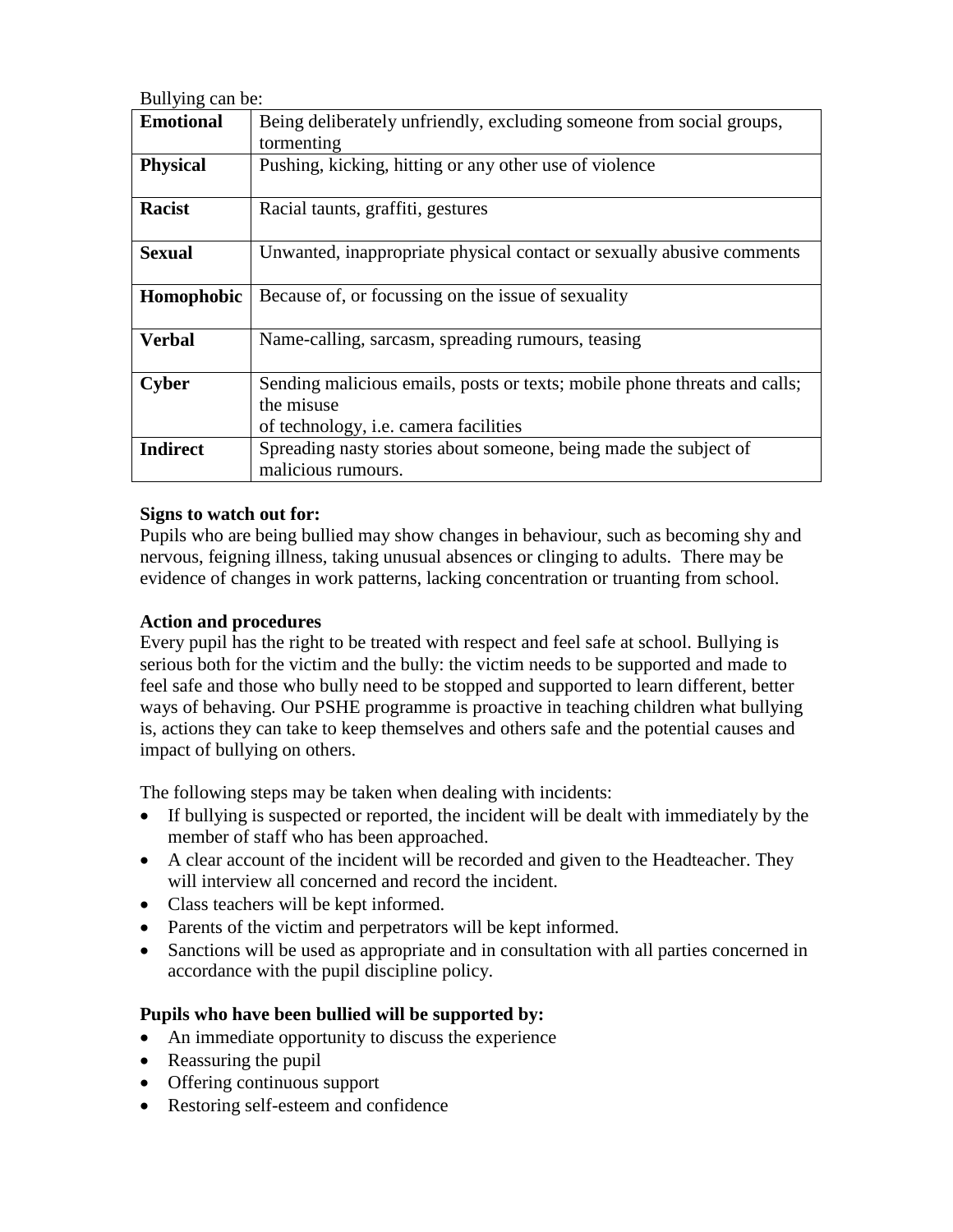Bullying can be:

| **Emotional** | Being deliberately unfriendly, excluding someone from social groups, tormenting |
|---|---|
| **Physical** | Pushing, kicking, hitting or any other use of violence |
| **Racist** | Racial taunts, graffiti, gestures |
| **Sexual** | Unwanted, inappropriate physical contact or sexually abusive comments |
| **Homophobic** | Because of, or focussing on the issue of sexuality |
| **Verbal** | Name-calling, sarcasm, spreading rumours, teasing |
| **Cyber** | Sending malicious emails, posts or texts; mobile phone threats and calls; the misuse of technology, i.e. camera facilities |
| **Indirect** | Spreading nasty stories about someone, being made the subject of malicious rumours. |

**Signs to watch out for:**
Pupils who are being bullied may show changes in behaviour, such as becoming shy and nervous, feigning illness, taking unusual absences or clinging to adults. There may be evidence of changes in work patterns, lacking concentration or truanting from school.

**Action and procedures**
Every pupil has the right to be treated with respect and feel safe at school. Bullying is serious both for the victim and the bully: the victim needs to be supported and made to feel safe and those who bully need to be stopped and supported to learn different, better ways of behaving. Our PSHE programme is proactive in teaching children what bullying is, actions they can take to keep themselves and others safe and the potential causes and impact of bullying on others.

The following steps may be taken when dealing with incidents:

- If bullying is suspected or reported, the incident will be dealt with immediately by the member of staff who has been approached.
- A clear account of the incident will be recorded and given to the Headteacher. They will interview all concerned and record the incident.
- Class teachers will be kept informed.
- Parents of the victim and perpetrators will be kept informed.
- Sanctions will be used as appropriate and in consultation with all parties concerned in accordance with the pupil discipline policy.

**Pupils who have been bullied will be supported by:**

- An immediate opportunity to discuss the experience
- Reassuring the pupil
- Offering continuous support
- Restoring self-esteem and confidence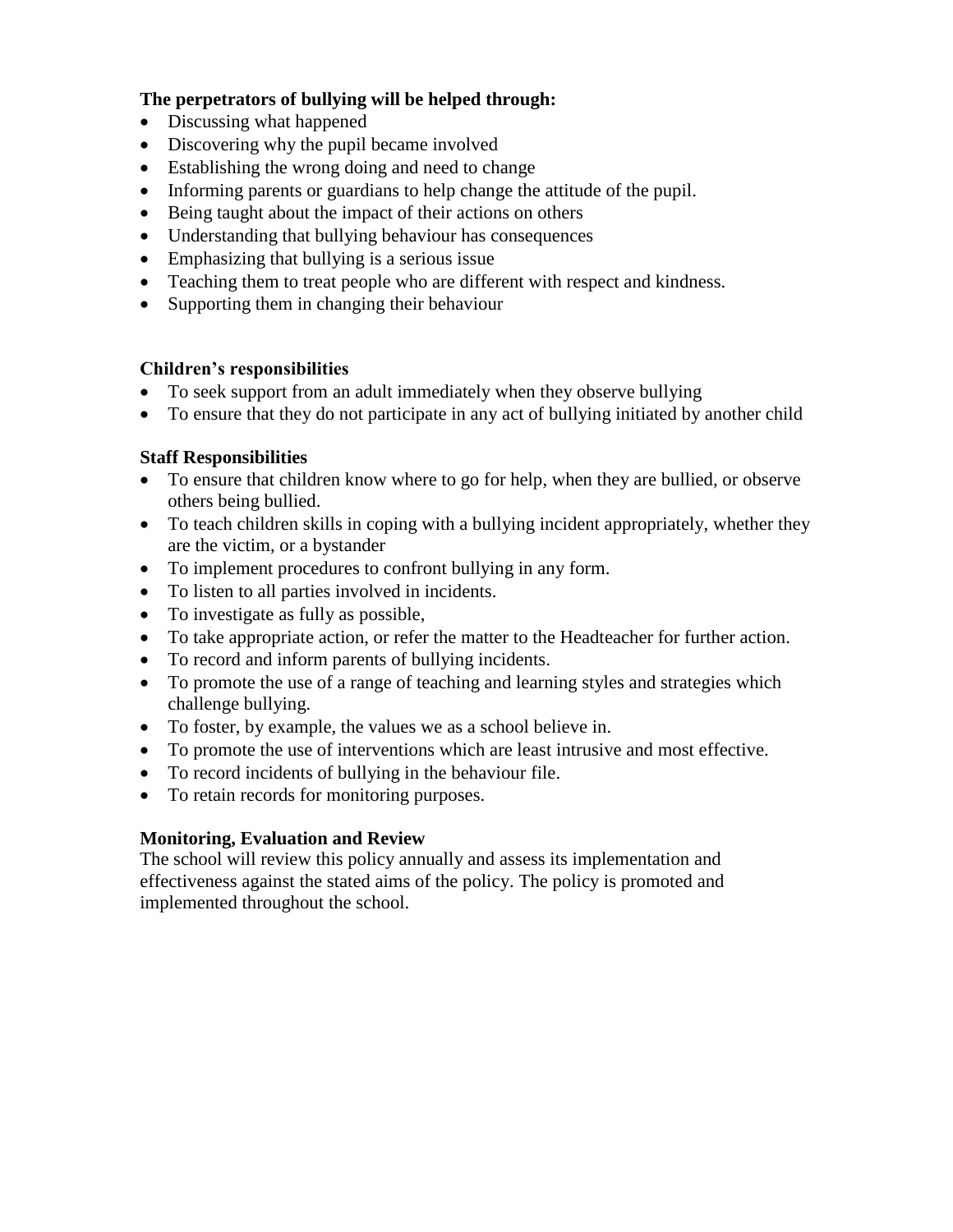**The perpetrators of bullying will be helped through:**

- Discussing what happened
- Discovering why the pupil became involved
- Establishing the wrong doing and need to change
- Informing parents or guardians to help change the attitude of the pupil.
- Being taught about the impact of their actions on others
- Understanding that bullying behaviour has consequences
- Emphasizing that bullying is a serious issue
- Teaching them to treat people who are different with respect and kindness.
- Supporting them in changing their behaviour

**Children's responsibilities**

- To seek support from an adult immediately when they observe bullying
- To ensure that they do not participate in any act of bullying initiated by another child

**Staff Responsibilities**

- To ensure that children know where to go for help, when they are bullied, or observe others being bullied.
- To teach children skills in coping with a bullying incident appropriately, whether they are the victim, or a bystander
- To implement procedures to confront bullying in any form.
- To listen to all parties involved in incidents.
- To investigate as fully as possible,
- To take appropriate action, or refer the matter to the Headteacher for further action.
- To record and inform parents of bullying incidents.
- To promote the use of a range of teaching and learning styles and strategies which challenge bullying.
- To foster, by example, the values we as a school believe in.
- To promote the use of interventions which are least intrusive and most effective.
- To record incidents of bullying in the behaviour file.
- To retain records for monitoring purposes.

**Monitoring, Evaluation and Review**

The school will review this policy annually and assess its implementation and effectiveness against the stated aims of the policy. The policy is promoted and implemented throughout the school.